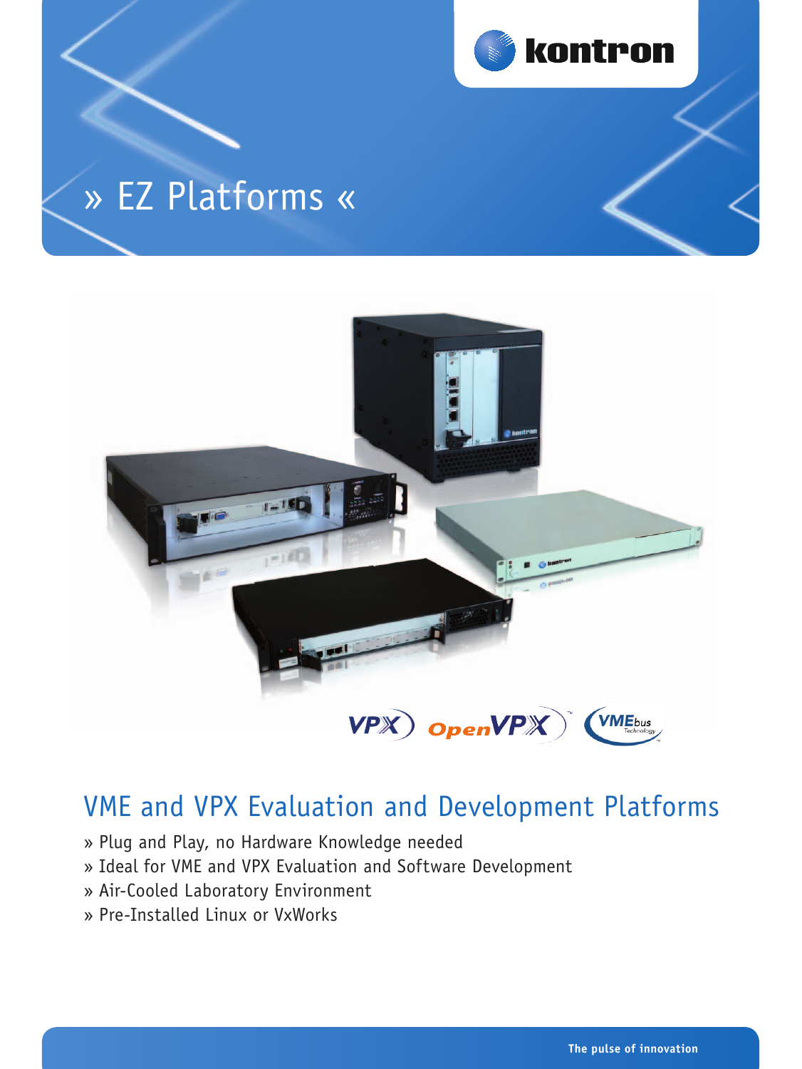kontron

# » EZ Platforms «

VPX OpenVPX VMEbus Technology

## VME and VPX Evaluation and Development Platforms

» Plug and Play, no Hardware Knowledge needed
» Ideal for VME and VPX Evaluation and Software Development
» Air-Cooled Laboratory Environment
» Pre-Installed Linux or VxWorks

The pulse of innovation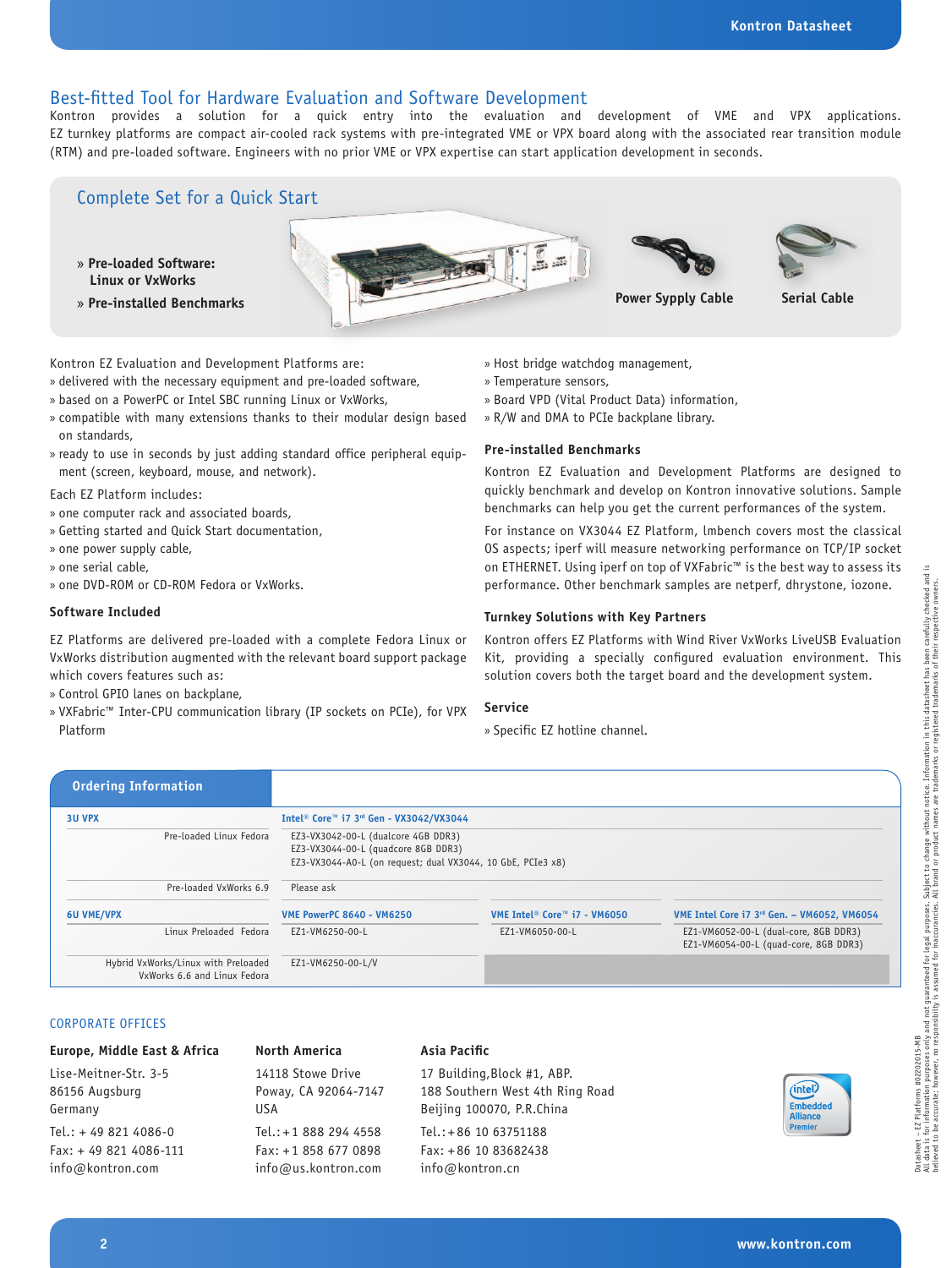## Best-fitted Tool for Hardware Evaluation and Software Development

Kontron provides a solution for a quick entry into the evaluation and development of VME and VPX applications. EZ turnkey platforms are compact air-cooled rack systems with pre-integrated VME or VPX board along with the associated rear transition module (RTM) and pre-loaded software. Engineers with no prior VME or VPX expertise can start application development in seconds.

### Complete Set for a Quick Start

» **Pre-loaded Software: Linux or VxWorks**

» **Pre-installed Benchmarks**

**Power Sypply Cable**

**Serial Cable**

Kontron EZ Evaluation and Development Platforms are:

» delivered with the necessary equipment and pre-loaded software,
» based on a PowerPC or Intel SBC running Linux or VxWorks,
» compatible with many extensions thanks to their modular design based on standards,
» ready to use in seconds by just adding standard office peripheral equipment (screen, keyboard, mouse, and network).

Each EZ Platform includes:

» one computer rack and associated boards,
» Getting started and Quick Start documentation,
» one power supply cable,
» one serial cable,
» one DVD-ROM or CD-ROM Fedora or VxWorks.

#### Software Included

EZ Platforms are delivered pre-loaded with a complete Fedora Linux or VxWorks distribution augmented with the relevant board support package which covers features such as:

» Control GPIO lanes on backplane,
» VXFabric™ Inter-CPU communication library (IP sockets on PCIe), for VPX Platform
» Host bridge watchdog management,
» Temperature sensors,
» Board VPD (Vital Product Data) information,
» R/W and DMA to PCIe backplane library.

#### Pre-installed Benchmarks

Kontron EZ Evaluation and Development Platforms are designed to quickly benchmark and develop on Kontron innovative solutions. Sample benchmarks can help you get the current performances of the system.

For instance on VX3044 EZ Platform, lmbench covers most the classical OS aspects; iperf will measure networking performance on TCP/IP socket on ETHERNET. Using iperf on top of VXFabric™ is the best way to assess its performance. Other benchmark samples are netperf, dhrystone, iozone.

#### Turnkey Solutions with Key Partners

Kontron offers EZ Platforms with Wind River VxWorks LiveUSB Evaluation Kit, providing a specially configured evaluation environment. This solution covers both the target board and the development system.

#### Service

» Specific EZ hotline channel.

### Ordering Information

| | | | | |
|---|---|---|---|---|
| **3U VPX** | | **Intel® Core™ i7 3rd Gen - VX3042/VX3044** | | |
| | Pre-loaded Linux Fedora | EZ3-VX3042-00-L (dualcore 4GB DDR3)<br>EZ3-VX3044-00-L (quadcore 8GB DDR3)<br>EZ3-VX3044-A0-L (on request; dual VX3044, 10 GbE, PCIe3 x8) | | |
| | Pre-loaded VxWorks 6.9 | Please ask | | |
| **6U VME/VPX** | | **VME PowerPC 8640 - VM6250** | **VME Intel® Core™ i7 - VM6050** | **VME Intel Core i7 3rd Gen. – VM6052, VM6054** |
| | Linux Preloaded Fedora | EZ1-VM6250-00-L | EZ1-VM6050-00-L | EZ1-VM6052-00-L (dual-core, 8GB DDR3)<br>EZ1-VM6054-00-L (quad-core, 8GB DDR3) |
| | Hybrid VxWorks/Linux with Preloaded VxWorks 6.6 and Linux Fedora | EZ1-VM6250-00-L/V | | |

### CORPORATE OFFICES

**Europe, Middle East & Africa**
Lise-Meitner-Str. 3-5
86156 Augsburg
Germany
Tel.: + 49 821 4086-0
Fax: + 49 821 4086-111
info@kontron.com

**North America**
14118 Stowe Drive
Poway, CA 92064-7147
USA
Tel.: +1 888 294 4558
Fax: +1 858 677 0898
info@us.kontron.com

**Asia Pacific**
17 Building,Block #1, ABP.
188 Southern West 4th Ring Road
Beijing 100070, P.R.China
Tel.: +86 10 63751188
Fax: +86 10 83682438
info@kontron.cn

Datasheet – EZ Platforms #02202015-MB
All data is for information purposes only and not guaranteed for legal purposes. Subject to change without notice. Information in this datasheet has been carefully checked and is believed to be accurate; however, no responsibility is assumed for inaccuracies. All brand or product names are trademarks or registered trademarks of their respective owners.